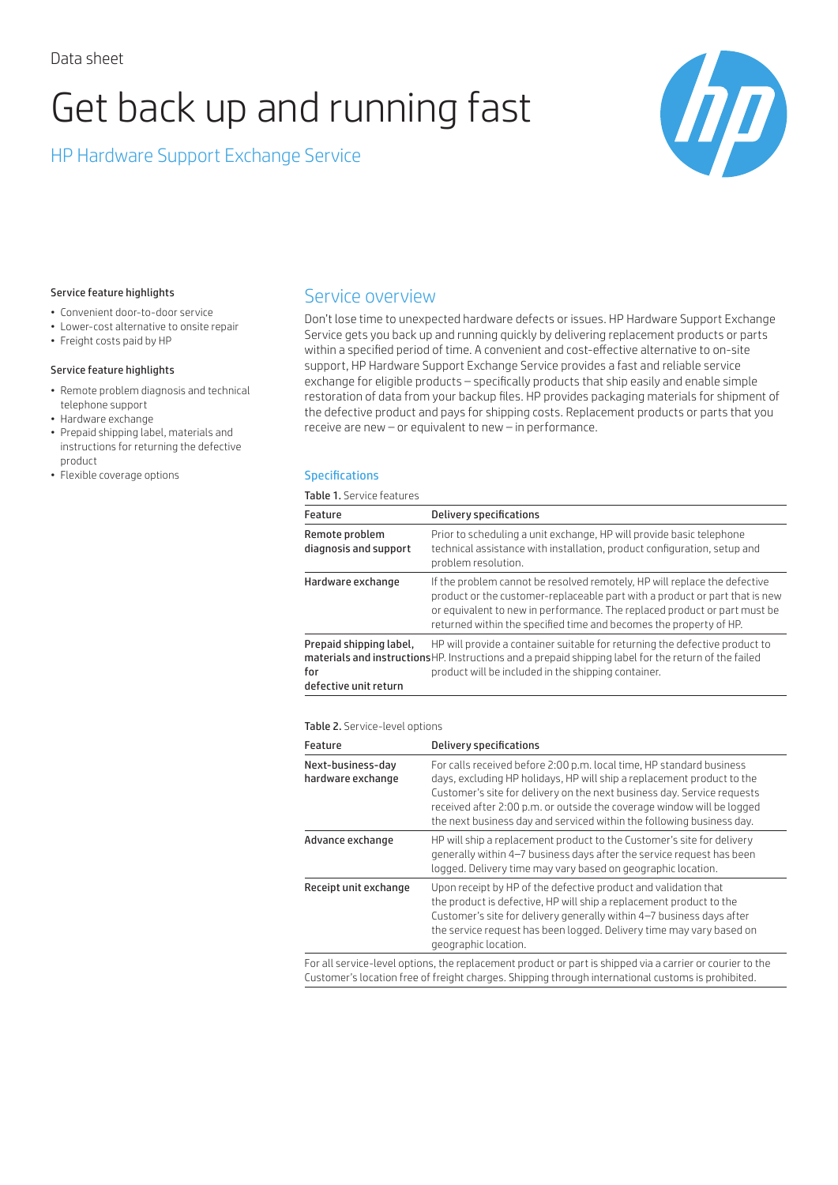Data sheet

# Get back up and running fast

## HP Hardware Support Exchange Service

### Service feature highlights

- Convenient door-to-door service
- Lower-cost alternative to onsite repair
- Freight costs paid by HP

### Service feature highlights

- Remote problem diagnosis and technical telephone support
- Hardware exchange
- Prepaid shipping label, materials and instructions for returning the defective product
- Flexible coverage options

## Service overview

Don't lose time to unexpected hardware defects or issues. HP Hardware Support Exchange Service gets you back up and running quickly by delivering replacement products or parts within a specified period of time. A convenient and cost-effective alternative to on-site support, HP Hardware Support Exchange Service provides a fast and reliable service exchange for eligible products – specifically products that ship easily and enable simple restoration of data from your backup files. HP provides packaging materials for shipment of the defective product and pays for shipping costs. Replacement products or parts that you receive are new – or equivalent to new – in performance.

### Specifications

**Table 1.** Service features

| Feature | Delivery specifications |
|---|---|
| Remote problem diagnosis and support | Prior to scheduling a unit exchange, HP will provide basic telephone technical assistance with installation, product configuration, setup and problem resolution. |
| Hardware exchange | If the problem cannot be resolved remotely, HP will replace the defective product or the customer-replaceable part with a product or part that is new or equivalent to new in performance. The replaced product or part must be returned within the specified time and becomes the property of HP. |
| Prepaid shipping label, materials and instructions for defective unit return | HP will provide a container suitable for returning the defective product to HP. Instructions and a prepaid shipping label for the return of the failed product will be included in the shipping container. |

**Table 2.** Service-level options

| Feature | Delivery specifications |
|---|---|
| Next-business-day hardware exchange | For calls received before 2:00 p.m. local time, HP standard business days, excluding HP holidays, HP will ship a replacement product to the Customer's site for delivery on the next business day. Service requests received after 2:00 p.m. or outside the coverage window will be logged the next business day and serviced within the following business day. |
| Advance exchange | HP will ship a replacement product to the Customer's site for delivery generally within 4–7 business days after the service request has been logged. Delivery time may vary based on geographic location. |
| Receipt unit exchange | Upon receipt by HP of the defective product and validation that the product is defective, HP will ship a replacement product to the Customer's site for delivery generally within 4–7 business days after the service request has been logged. Delivery time may vary based on geographic location. |

For all service-level options, the replacement product or part is shipped via a carrier or courier to the Customer's location free of freight charges. Shipping through international customs is prohibited.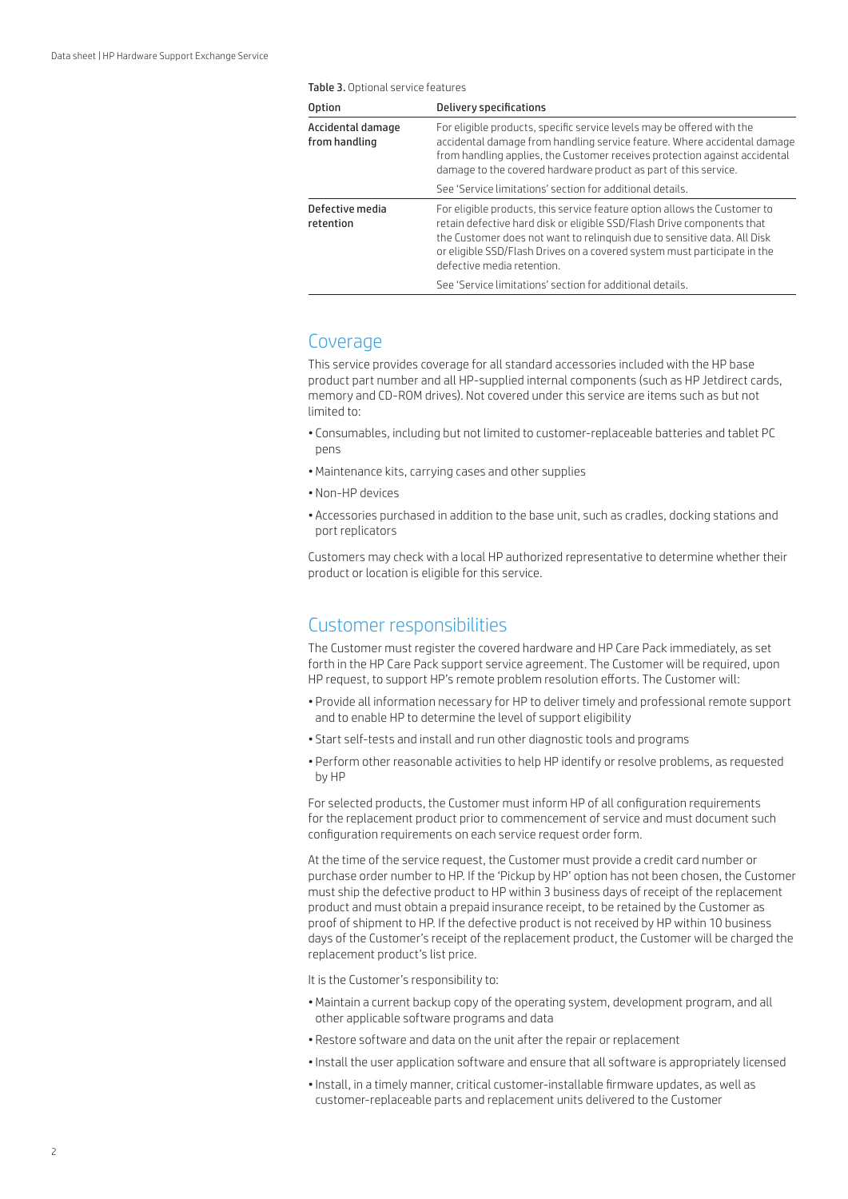**Table 3.** Optional service features

| Option | Delivery specifications |
| --- | --- |
| Accidental damage from handling | For eligible products, specific service levels may be offered with the accidental damage from handling service feature. Where accidental damage from handling applies, the Customer receives protection against accidental damage to the covered hardware product as part of this service.<br><br>See 'Service limitations' section for additional details. |
| Defective media retention | For eligible products, this service feature option allows the Customer to retain defective hard disk or eligible SSD/Flash Drive components that the Customer does not want to relinquish due to sensitive data. All Disk or eligible SSD/Flash Drives on a covered system must participate in the defective media retention.<br><br>See 'Service limitations' section for additional details. |

## Coverage

This service provides coverage for all standard accessories included with the HP base product part number and all HP-supplied internal components (such as HP Jetdirect cards, memory and CD-ROM drives). Not covered under this service are items such as but not limited to:

- Consumables, including but not limited to customer-replaceable batteries and tablet PC pens
- Maintenance kits, carrying cases and other supplies
- Non-HP devices
- Accessories purchased in addition to the base unit, such as cradles, docking stations and port replicators

Customers may check with a local HP authorized representative to determine whether their product or location is eligible for this service.

## Customer responsibilities

The Customer must register the covered hardware and HP Care Pack immediately, as set forth in the HP Care Pack support service agreement. The Customer will be required, upon HP request, to support HP's remote problem resolution efforts. The Customer will:

- Provide all information necessary for HP to deliver timely and professional remote support and to enable HP to determine the level of support eligibility
- Start self-tests and install and run other diagnostic tools and programs
- Perform other reasonable activities to help HP identify or resolve problems, as requested by HP

For selected products, the Customer must inform HP of all configuration requirements for the replacement product prior to commencement of service and must document such configuration requirements on each service request order form.

At the time of the service request, the Customer must provide a credit card number or purchase order number to HP. If the 'Pickup by HP' option has not been chosen, the Customer must ship the defective product to HP within 3 business days of receipt of the replacement product and must obtain a prepaid insurance receipt, to be retained by the Customer as proof of shipment to HP. If the defective product is not received by HP within 10 business days of the Customer's receipt of the replacement product, the Customer will be charged the replacement product's list price.

It is the Customer's responsibility to:

- Maintain a current backup copy of the operating system, development program, and all other applicable software programs and data
- Restore software and data on the unit after the repair or replacement
- Install the user application software and ensure that all software is appropriately licensed
- Install, in a timely manner, critical customer-installable firmware updates, as well as customer-replaceable parts and replacement units delivered to the Customer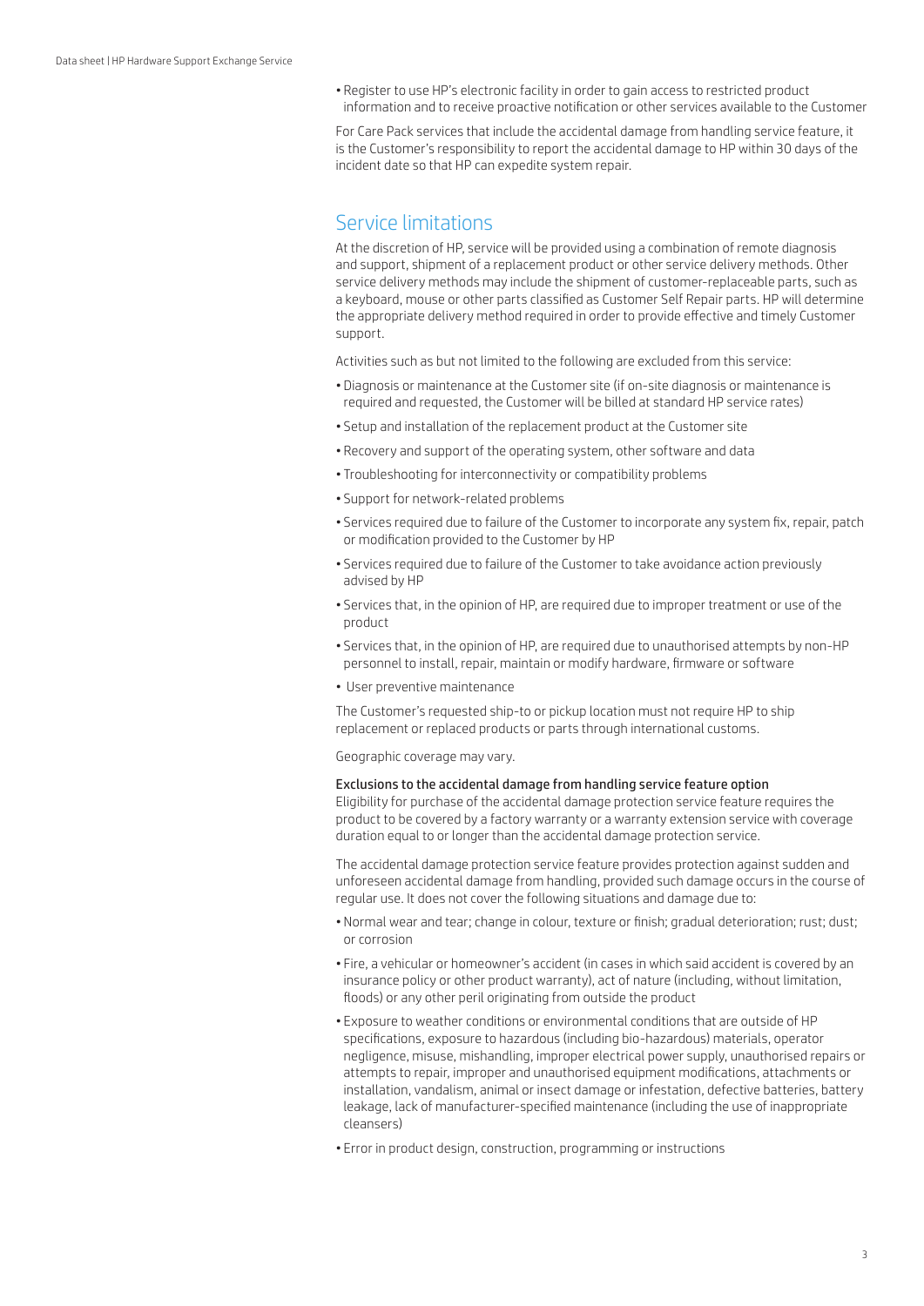- Register to use HP's electronic facility in order to gain access to restricted product information and to receive proactive notification or other services available to the Customer

For Care Pack services that include the accidental damage from handling service feature, it is the Customer's responsibility to report the accidental damage to HP within 30 days of the incident date so that HP can expedite system repair.

## Service limitations

At the discretion of HP, service will be provided using a combination of remote diagnosis and support, shipment of a replacement product or other service delivery methods. Other service delivery methods may include the shipment of customer-replaceable parts, such as a keyboard, mouse or other parts classified as Customer Self Repair parts. HP will determine the appropriate delivery method required in order to provide effective and timely Customer support.

Activities such as but not limited to the following are excluded from this service:

- Diagnosis or maintenance at the Customer site (if on-site diagnosis or maintenance is required and requested, the Customer will be billed at standard HP service rates)
- Setup and installation of the replacement product at the Customer site
- Recovery and support of the operating system, other software and data
- Troubleshooting for interconnectivity or compatibility problems
- Support for network-related problems
- Services required due to failure of the Customer to incorporate any system fix, repair, patch or modification provided to the Customer by HP
- Services required due to failure of the Customer to take avoidance action previously advised by HP
- Services that, in the opinion of HP, are required due to improper treatment or use of the product
- Services that, in the opinion of HP, are required due to unauthorised attempts by non-HP personnel to install, repair, maintain or modify hardware, firmware or software
- User preventive maintenance

The Customer's requested ship-to or pickup location must not require HP to ship replacement or replaced products or parts through international customs.

Geographic coverage may vary.

### Exclusions to the accidental damage from handling service feature option

Eligibility for purchase of the accidental damage protection service feature requires the product to be covered by a factory warranty or a warranty extension service with coverage duration equal to or longer than the accidental damage protection service.

The accidental damage protection service feature provides protection against sudden and unforeseen accidental damage from handling, provided such damage occurs in the course of regular use. It does not cover the following situations and damage due to:

- Normal wear and tear; change in colour, texture or finish; gradual deterioration; rust; dust; or corrosion
- Fire, a vehicular or homeowner's accident (in cases in which said accident is covered by an insurance policy or other product warranty), act of nature (including, without limitation, floods) or any other peril originating from outside the product
- Exposure to weather conditions or environmental conditions that are outside of HP specifications, exposure to hazardous (including bio-hazardous) materials, operator negligence, misuse, mishandling, improper electrical power supply, unauthorised repairs or attempts to repair, improper and unauthorised equipment modifications, attachments or installation, vandalism, animal or insect damage or infestation, defective batteries, battery leakage, lack of manufacturer-specified maintenance (including the use of inappropriate cleansers)
- Error in product design, construction, programming or instructions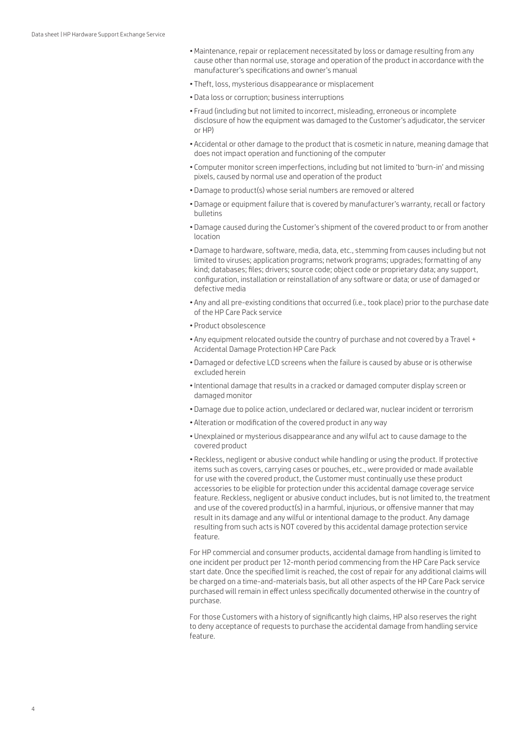- Maintenance, repair or replacement necessitated by loss or damage resulting from any cause other than normal use, storage and operation of the product in accordance with the manufacturer's specifications and owner's manual
- Theft, loss, mysterious disappearance or misplacement
- Data loss or corruption; business interruptions
- Fraud (including but not limited to incorrect, misleading, erroneous or incomplete disclosure of how the equipment was damaged to the Customer's adjudicator, the servicer or HP)
- Accidental or other damage to the product that is cosmetic in nature, meaning damage that does not impact operation and functioning of the computer
- Computer monitor screen imperfections, including but not limited to 'burn-in' and missing pixels, caused by normal use and operation of the product
- Damage to product(s) whose serial numbers are removed or altered
- Damage or equipment failure that is covered by manufacturer's warranty, recall or factory bulletins
- Damage caused during the Customer's shipment of the covered product to or from another location
- Damage to hardware, software, media, data, etc., stemming from causes including but not limited to viruses; application programs; network programs; upgrades; formatting of any kind; databases; files; drivers; source code; object code or proprietary data; any support, configuration, installation or reinstallation of any software or data; or use of damaged or defective media
- Any and all pre-existing conditions that occurred (i.e., took place) prior to the purchase date of the HP Care Pack service
- Product obsolescence
- Any equipment relocated outside the country of purchase and not covered by a Travel + Accidental Damage Protection HP Care Pack
- Damaged or defective LCD screens when the failure is caused by abuse or is otherwise excluded herein
- Intentional damage that results in a cracked or damaged computer display screen or damaged monitor
- Damage due to police action, undeclared or declared war, nuclear incident or terrorism
- Alteration or modification of the covered product in any way
- Unexplained or mysterious disappearance and any wilful act to cause damage to the covered product
- Reckless, negligent or abusive conduct while handling or using the product. If protective items such as covers, carrying cases or pouches, etc., were provided or made available for use with the covered product, the Customer must continually use these product accessories to be eligible for protection under this accidental damage coverage service feature. Reckless, negligent or abusive conduct includes, but is not limited to, the treatment and use of the covered product(s) in a harmful, injurious, or offensive manner that may result in its damage and any wilful or intentional damage to the product. Any damage resulting from such acts is NOT covered by this accidental damage protection service feature.

For HP commercial and consumer products, accidental damage from handling is limited to one incident per product per 12-month period commencing from the HP Care Pack service start date. Once the specified limit is reached, the cost of repair for any additional claims will be charged on a time-and-materials basis, but all other aspects of the HP Care Pack service purchased will remain in effect unless specifically documented otherwise in the country of purchase.

For those Customers with a history of significantly high claims, HP also reserves the right to deny acceptance of requests to purchase the accidental damage from handling service feature.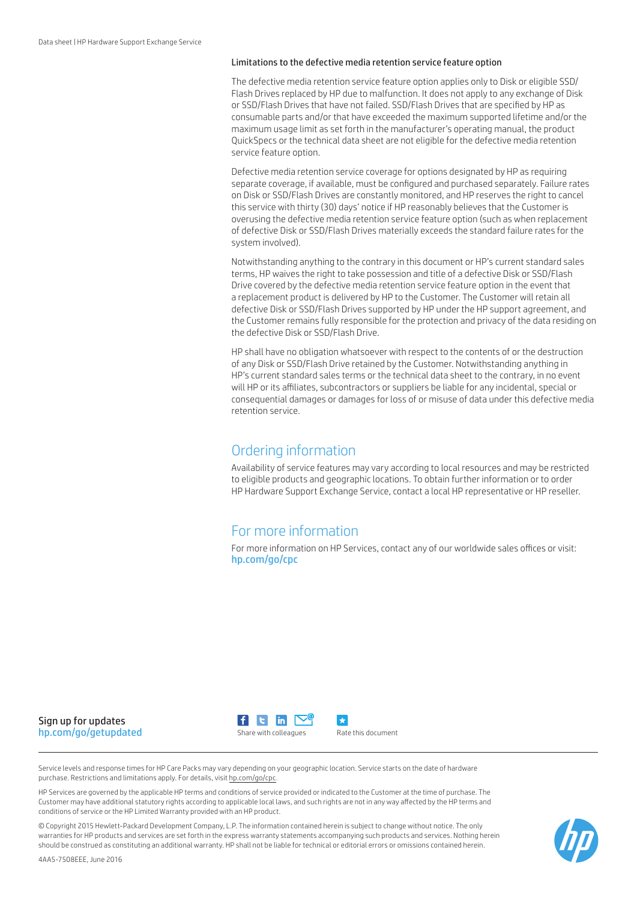### Limitations to the defective media retention service feature option

The defective media retention service feature option applies only to Disk or eligible SSD/Flash Drives replaced by HP due to malfunction. It does not apply to any exchange of Disk or SSD/Flash Drives that have not failed. SSD/Flash Drives that are specified by HP as consumable parts and/or that have exceeded the maximum supported lifetime and/or the maximum usage limit as set forth in the manufacturer's operating manual, the product QuickSpecs or the technical data sheet are not eligible for the defective media retention service feature option.

Defective media retention service coverage for options designated by HP as requiring separate coverage, if available, must be configured and purchased separately. Failure rates on Disk or SSD/Flash Drives are constantly monitored, and HP reserves the right to cancel this service with thirty (30) days' notice if HP reasonably believes that the Customer is overusing the defective media retention service feature option (such as when replacement of defective Disk or SSD/Flash Drives materially exceeds the standard failure rates for the system involved).

Notwithstanding anything to the contrary in this document or HP's current standard sales terms, HP waives the right to take possession and title of a defective Disk or SSD/Flash Drive covered by the defective media retention service feature option in the event that a replacement product is delivered by HP to the Customer. The Customer will retain all defective Disk or SSD/Flash Drives supported by HP under the HP support agreement, and the Customer remains fully responsible for the protection and privacy of the data residing on the defective Disk or SSD/Flash Drive.

HP shall have no obligation whatsoever with respect to the contents of or the destruction of any Disk or SSD/Flash Drive retained by the Customer. Notwithstanding anything in HP's current standard sales terms or the technical data sheet to the contrary, in no event will HP or its affiliates, subcontractors or suppliers be liable for any incidental, special or consequential damages or damages for loss of or misuse of data under this defective media retention service.

## Ordering information

Availability of service features may vary according to local resources and may be restricted to eligible products and geographic locations. To obtain further information or to order HP Hardware Support Exchange Service, contact a local HP representative or HP reseller.

## For more information

For more information on HP Services, contact any of our worldwide sales offices or visit: hp.com/go/cpc

Sign up for updates
hp.com/go/getupdated

Share with colleagues

Rate this document

Service levels and response times for HP Care Packs may vary depending on your geographic location. Service starts on the date of hardware purchase. Restrictions and limitations apply. For details, visit hp.com/go/cpc.

HP Services are governed by the applicable HP terms and conditions of service provided or indicated to the Customer at the time of purchase. The Customer may have additional statutory rights according to applicable local laws, and such rights are not in any way affected by the HP terms and conditions of service or the HP Limited Warranty provided with an HP product.

© Copyright 2015 Hewlett-Packard Development Company, L.P. The information contained herein is subject to change without notice. The only warranties for HP products and services are set forth in the express warranty statements accompanying such products and services. Nothing herein should be construed as constituting an additional warranty. HP shall not be liable for technical or editorial errors or omissions contained herein.

4AA5-7508EEE, June 2016